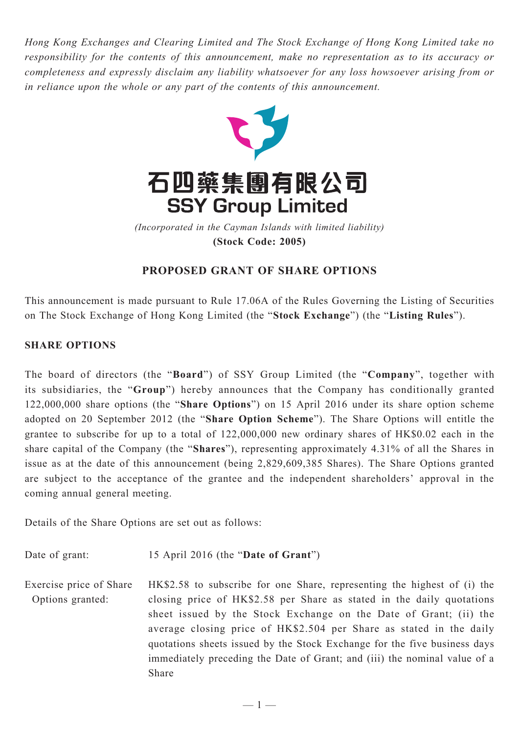*Hong Kong Exchanges and Clearing Limited and The Stock Exchange of Hong Kong Limited take no responsibility for the contents of this announcement, make no representation as to its accuracy or completeness and expressly disclaim any liability whatsoever for any loss howsoever arising from or in reliance upon the whole or any part of the contents of this announcement.*

# 石四藥集團有限公司
# SSY Group Limited

*(Incorporated in the Cayman Islands with limited liability)*
**(Stock Code: 2005)**

## PROPOSED GRANT OF SHARE OPTIONS

This announcement is made pursuant to Rule 17.06A of the Rules Governing the Listing of Securities on The Stock Exchange of Hong Kong Limited (the "**Stock Exchange**") (the "**Listing Rules**").

### SHARE OPTIONS

The board of directors (the "**Board**") of SSY Group Limited (the "**Company**", together with its subsidiaries, the "**Group**") hereby announces that the Company has conditionally granted 122,000,000 share options (the "**Share Options**") on 15 April 2016 under its share option scheme adopted on 20 September 2012 (the "**Share Option Scheme**"). The Share Options will entitle the grantee to subscribe for up to a total of 122,000,000 new ordinary shares of HK$0.02 each in the share capital of the Company (the "**Shares**"), representing approximately 4.31% of all the Shares in issue as at the date of this announcement (being 2,829,609,385 Shares). The Share Options granted are subject to the acceptance of the grantee and the independent shareholders' approval in the coming annual general meeting.

Details of the Share Options are set out as follows:

Date of grant: 15 April 2016 (the "**Date of Grant**")

Exercise price of Share Options granted: HK$2.58 to subscribe for one Share, representing the highest of (i) the closing price of HK$2.58 per Share as stated in the daily quotations sheet issued by the Stock Exchange on the Date of Grant; (ii) the average closing price of HK$2.504 per Share as stated in the daily quotations sheets issued by the Stock Exchange for the five business days immediately preceding the Date of Grant; and (iii) the nominal value of a Share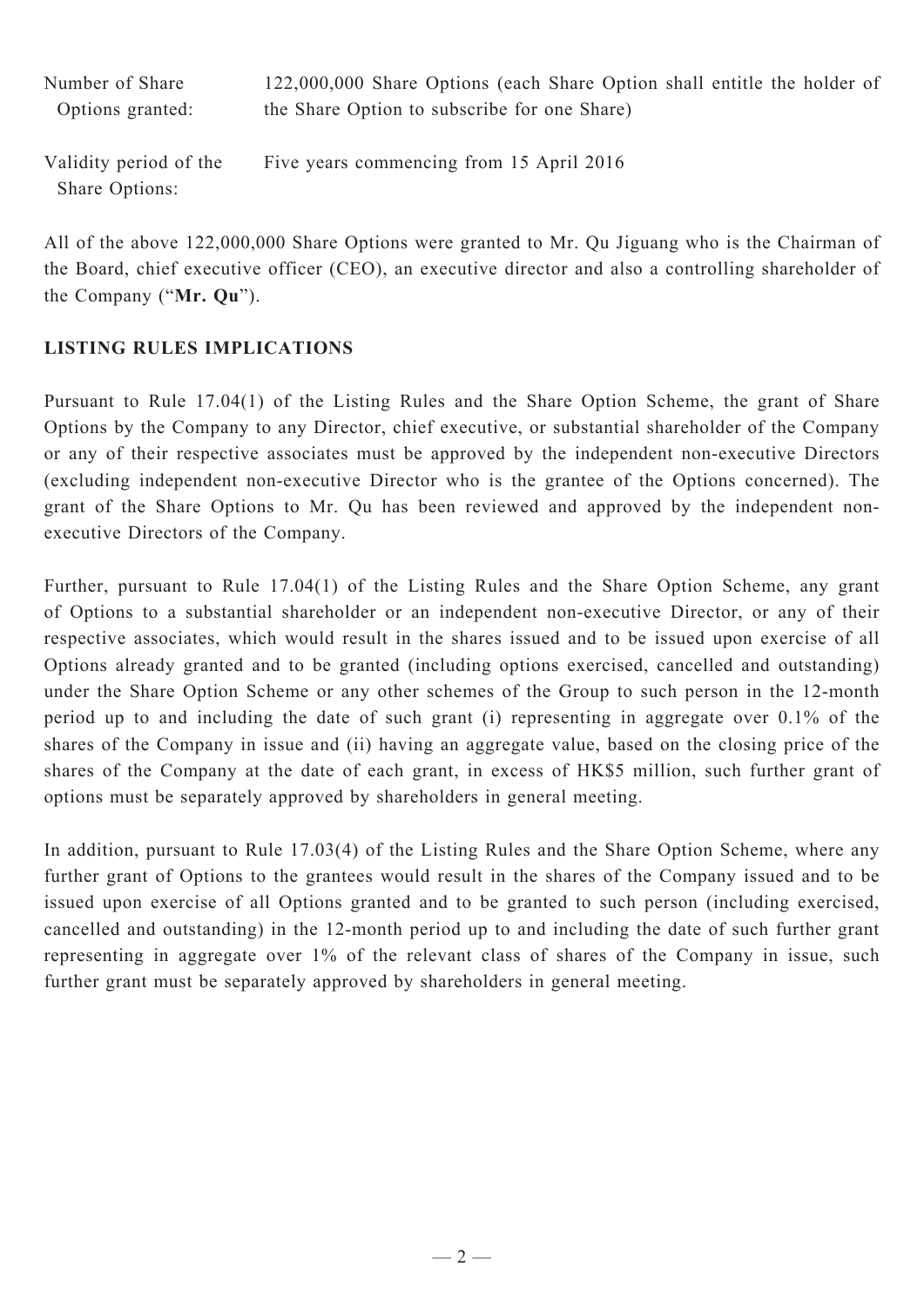| | |
|---|---|
| Number of Share Options granted: | 122,000,000 Share Options (each Share Option shall entitle the holder of the Share Option to subscribe for one Share) |
| Validity period of the Share Options: | Five years commencing from 15 April 2016 |

All of the above 122,000,000 Share Options were granted to Mr. Qu Jiguang who is the Chairman of the Board, chief executive officer (CEO), an executive director and also a controlling shareholder of the Company ("**Mr. Qu**").

## LISTING RULES IMPLICATIONS

Pursuant to Rule 17.04(1) of the Listing Rules and the Share Option Scheme, the grant of Share Options by the Company to any Director, chief executive, or substantial shareholder of the Company or any of their respective associates must be approved by the independent non-executive Directors (excluding independent non-executive Director who is the grantee of the Options concerned). The grant of the Share Options to Mr. Qu has been reviewed and approved by the independent non-executive Directors of the Company.

Further, pursuant to Rule 17.04(1) of the Listing Rules and the Share Option Scheme, any grant of Options to a substantial shareholder or an independent non-executive Director, or any of their respective associates, which would result in the shares issued and to be issued upon exercise of all Options already granted and to be granted (including options exercised, cancelled and outstanding) under the Share Option Scheme or any other schemes of the Group to such person in the 12-month period up to and including the date of such grant (i) representing in aggregate over 0.1% of the shares of the Company in issue and (ii) having an aggregate value, based on the closing price of the shares of the Company at the date of each grant, in excess of HK$5 million, such further grant of options must be separately approved by shareholders in general meeting.

In addition, pursuant to Rule 17.03(4) of the Listing Rules and the Share Option Scheme, where any further grant of Options to the grantees would result in the shares of the Company issued and to be issued upon exercise of all Options granted and to be granted to such person (including exercised, cancelled and outstanding) in the 12-month period up to and including the date of such further grant representing in aggregate over 1% of the relevant class of shares of the Company in issue, such further grant must be separately approved by shareholders in general meeting.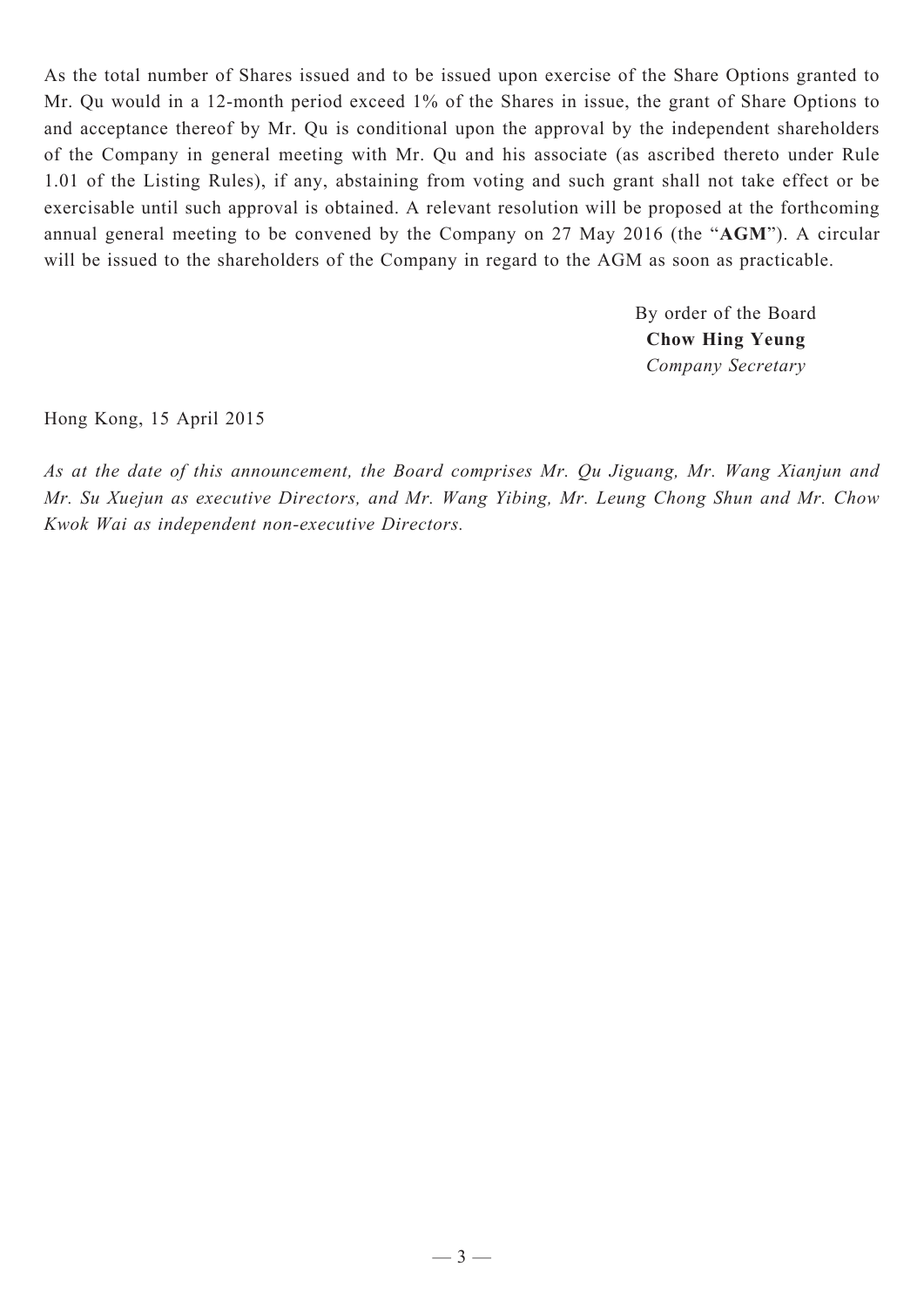As the total number of Shares issued and to be issued upon exercise of the Share Options granted to Mr. Qu would in a 12-month period exceed 1% of the Shares in issue, the grant of Share Options to and acceptance thereof by Mr. Qu is conditional upon the approval by the independent shareholders of the Company in general meeting with Mr. Qu and his associate (as ascribed thereto under Rule 1.01 of the Listing Rules), if any, abstaining from voting and such grant shall not take effect or be exercisable until such approval is obtained. A relevant resolution will be proposed at the forthcoming annual general meeting to be convened by the Company on 27 May 2016 (the "**AGM**"). A circular will be issued to the shareholders of the Company in regard to the AGM as soon as practicable.

By order of the Board
**Chow Hing Yeung**
*Company Secretary*

Hong Kong, 15 April 2015

*As at the date of this announcement, the Board comprises Mr. Qu Jiguang, Mr. Wang Xianjun and Mr. Su Xuejun as executive Directors, and Mr. Wang Yibing, Mr. Leung Chong Shun and Mr. Chow Kwok Wai as independent non-executive Directors.*